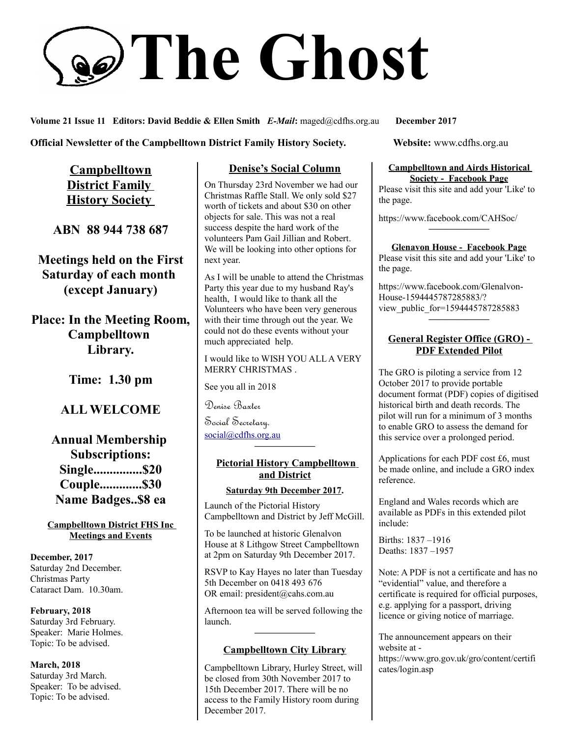# The Ghost

**Volume 21 Issue 11 Editors: David Beddie & Ellen Smith** ***E-Mail*****:** maged@cdfhs.org.au **December 2017**

**Official Newsletter of the Campbelltown District Family History Society.** **Website:** www.cdfhs.org.au

## Campbelltown District Family History Society

**ABN 88 944 738 687**

**Meetings held on the First Saturday of each month (except January)**

**Place: In the Meeting Room, Campbelltown Library.**

**Time: 1.30 pm**

**ALL WELCOME**

**Annual Membership Subscriptions:**
**Single...............$20**
**Couple.............$30**
**Name Badges..$8 ea**

### Campbelltown District FHS Inc Meetings and Events

**December, 2017**
Saturday 2nd December.
Christmas Party
Cataract Dam. 10.30am.

**February, 2018**
Saturday 3rd February.
Speaker: Marie Holmes.
Topic: To be advised.

**March, 2018**
Saturday 3rd March.
Speaker: To be advised.
Topic: To be advised.

## Denise's Social Column

On Thursday 23rd November we had our Christmas Raffle Stall. We only sold $27 worth of tickets and about $30 on other objects for sale. This was not a real success despite the hard work of the volunteers Pam Gail Jillian and Robert. We will be looking into other options for next year.

As I will be unable to attend the Christmas Party this year due to my husband Ray's health, I would like to thank all the Volunteers who have been very generous with their time through out the year. We could not do these events without your much appreciated help.

I would like to WISH YOU ALL A VERY MERRY CHRISTMAS .

See you all in 2018

*Denise Baxter*

*Social Secretary.*
social@cdfhs.org.au

## Pictorial History Campbelltown and District

**Saturday 9th December 2017.**

Launch of the Pictorial History Campbelltown and District by Jeff McGill.

To be launched at historic Glenalvon House at 8 Lithgow Street Campbelltown at 2pm on Saturday 9th December 2017.

RSVP to Kay Hayes no later than Tuesday 5th December on 0418 493 676
OR email: president@cahs.com.au

Afternoon tea will be served following the launch.

## Campbelltown City Library

Campbelltown Library, Hurley Street, will be closed from 30th November 2017 to 15th December 2017. There will be no access to the Family History room during December 2017.

### Campbelltown and Airds Historical Society - Facebook Page

Please visit this site and add your 'Like' to the page.

https://www.facebook.com/CAHSoc/

### Glenavon House - Facebook Page

Please visit this site and add your 'Like' to the page.

https://www.facebook.com/Glenalvon-House-1594445787285883/?view_public_for=1594445787285883

## General Register Office (GRO) - PDF Extended Pilot

The GRO is piloting a service from 12 October 2017 to provide portable document format (PDF) copies of digitised historical birth and death records. The pilot will run for a minimum of 3 months to enable GRO to assess the demand for this service over a prolonged period.

Applications for each PDF cost £6, must be made online, and include a GRO index reference.

England and Wales records which are available as PDFs in this extended pilot include:

Births: 1837 –1916
Deaths: 1837 –1957

Note: A PDF is not a certificate and has no "evidential" value, and therefore a certificate is required for official purposes, e.g. applying for a passport, driving licence or giving notice of marriage.

The announcement appears on their website at -
https://www.gro.gov.uk/gro/content/certificates/login.asp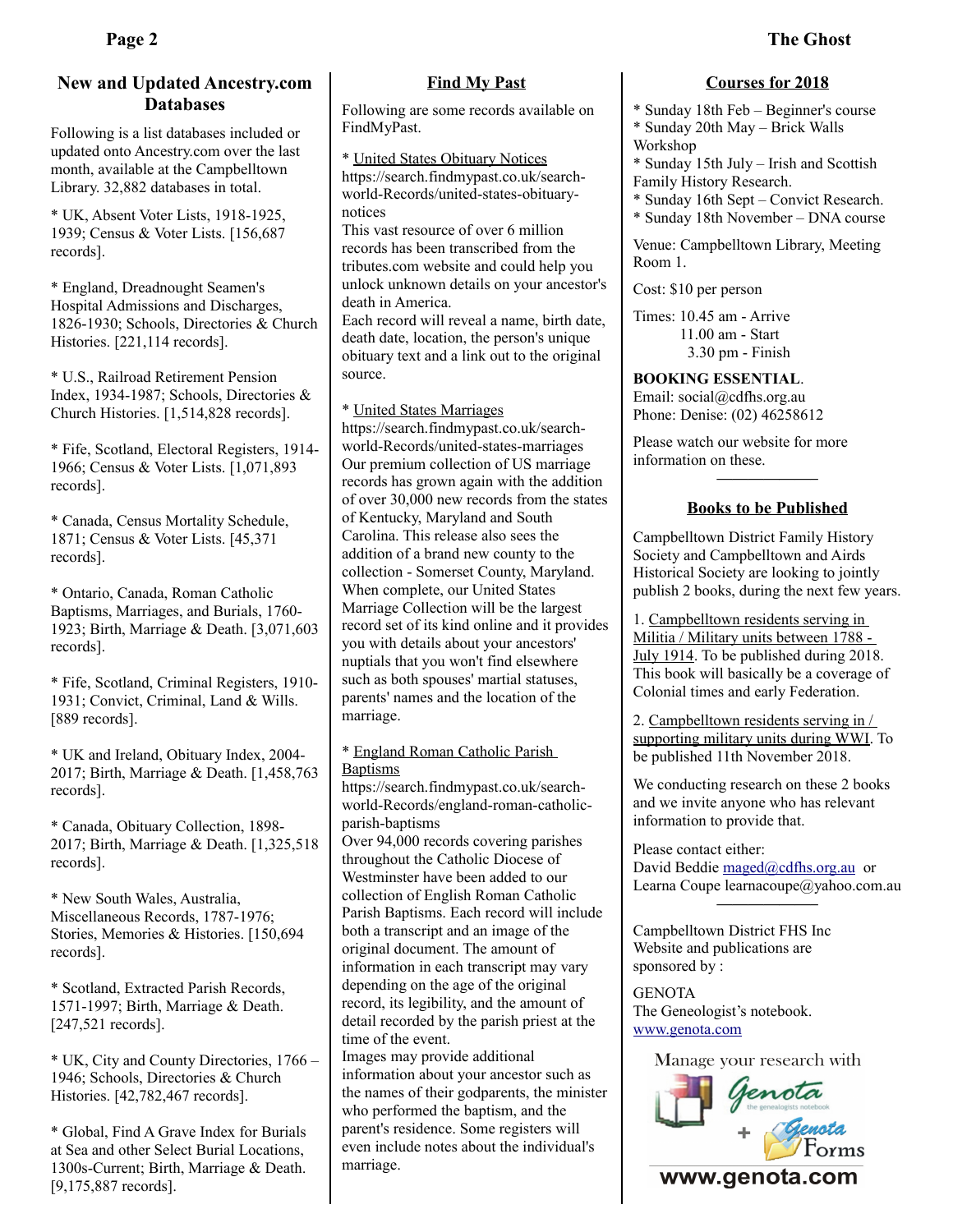## New and Updated Ancestry.com Databases

Following is a list databases included or updated onto Ancestry.com over the last month, available at the Campbelltown Library. 32,882 databases in total.

* UK, Absent Voter Lists, 1918-1925, 1939; Census & Voter Lists. [156,687 records].

* England, Dreadnought Seamen's Hospital Admissions and Discharges, 1826-1930; Schools, Directories & Church Histories. [221,114 records].

* U.S., Railroad Retirement Pension Index, 1934-1987; Schools, Directories & Church Histories. [1,514,828 records].

* Fife, Scotland, Electoral Registers, 1914-1966; Census & Voter Lists. [1,071,893 records].

* Canada, Census Mortality Schedule, 1871; Census & Voter Lists. [45,371 records].

* Ontario, Canada, Roman Catholic Baptisms, Marriages, and Burials, 1760-1923; Birth, Marriage & Death. [3,071,603 records].

* Fife, Scotland, Criminal Registers, 1910-1931; Convict, Criminal, Land & Wills. [889 records].

* UK and Ireland, Obituary Index, 2004-2017; Birth, Marriage & Death. [1,458,763 records].

* Canada, Obituary Collection, 1898-2017; Birth, Marriage & Death. [1,325,518 records].

* New South Wales, Australia, Miscellaneous Records, 1787-1976; Stories, Memories & Histories. [150,694 records].

* Scotland, Extracted Parish Records, 1571-1997; Birth, Marriage & Death. [247,521 records].

* UK, City and County Directories, 1766 – 1946; Schools, Directories & Church Histories. [42,782,467 records].

* Global, Find A Grave Index for Burials at Sea and other Select Burial Locations, 1300s-Current; Birth, Marriage & Death. [9,175,887 records].

## Find My Past

Following are some records available on FindMyPast.

* United States Obituary Notices
https://search.findmypast.co.uk/search-world-Records/united-states-obituary-notices
This vast resource of over 6 million records has been transcribed from the tributes.com website and could help you unlock unknown details on your ancestor's death in America.
Each record will reveal a name, birth date, death date, location, the person's unique obituary text and a link out to the original source.

* United States Marriages
https://search.findmypast.co.uk/search-world-Records/united-states-marriages
Our premium collection of US marriage records has grown again with the addition of over 30,000 new records from the states of Kentucky, Maryland and South Carolina. This release also sees the addition of a brand new county to the collection - Somerset County, Maryland. When complete, our United States Marriage Collection will be the largest record set of its kind online and it provides you with details about your ancestors' nuptials that you won't find elsewhere such as both spouses' martial statuses, parents' names and the location of the marriage.

* England Roman Catholic Parish Baptisms
https://search.findmypast.co.uk/search-world-Records/england-roman-catholic-parish-baptisms
Over 94,000 records covering parishes throughout the Catholic Diocese of Westminster have been added to our collection of English Roman Catholic Parish Baptisms. Each record will include both a transcript and an image of the original document. The amount of information in each transcript may vary depending on the age of the original record, its legibility, and the amount of detail recorded by the parish priest at the time of the event.
Images may provide additional information about your ancestor such as the names of their godparents, the minister who performed the baptism, and the parent's residence. Some registers will even include notes about the individual's marriage.

## Courses for 2018

* Sunday 18th Feb – Beginner's course
* Sunday 20th May – Brick Walls Workshop
* Sunday 15th July – Irish and Scottish Family History Research.
* Sunday 16th Sept – Convict Research.
* Sunday 18th November – DNA course

Venue: Campbelltown Library, Meeting Room 1.

Cost: $10 per person

Times: 10.45 am - Arrive
11.00 am - Start
3.30 pm - Finish

**BOOKING ESSENTIAL**.
Email: social@cdfhs.org.au
Phone: Denise: (02) 46258612

Please watch our website for more information on these.

## Books to be Published

Campbelltown District Family History Society and Campbelltown and Airds Historical Society are looking to jointly publish 2 books, during the next few years.

1. Campbelltown residents serving in Militia / Military units between 1788 - July 1914. To be published during 2018. This book will basically be a coverage of Colonial times and early Federation.

2. Campbelltown residents serving in / supporting military units during WWI. To be published 11th November 2018.

We conducting research on these 2 books and we invite anyone who has relevant information to provide that.

Please contact either:
David Beddie maged@cdfhs.org.au or
Learna Coupe learnacoupe@yahoo.com.au

Campbelltown District FHS Inc Website and publications are sponsored by :

GENOTA
The Geneologist's notebook.
www.genota.com

Manage your research with Genota + Genota Forms
www.genota.com